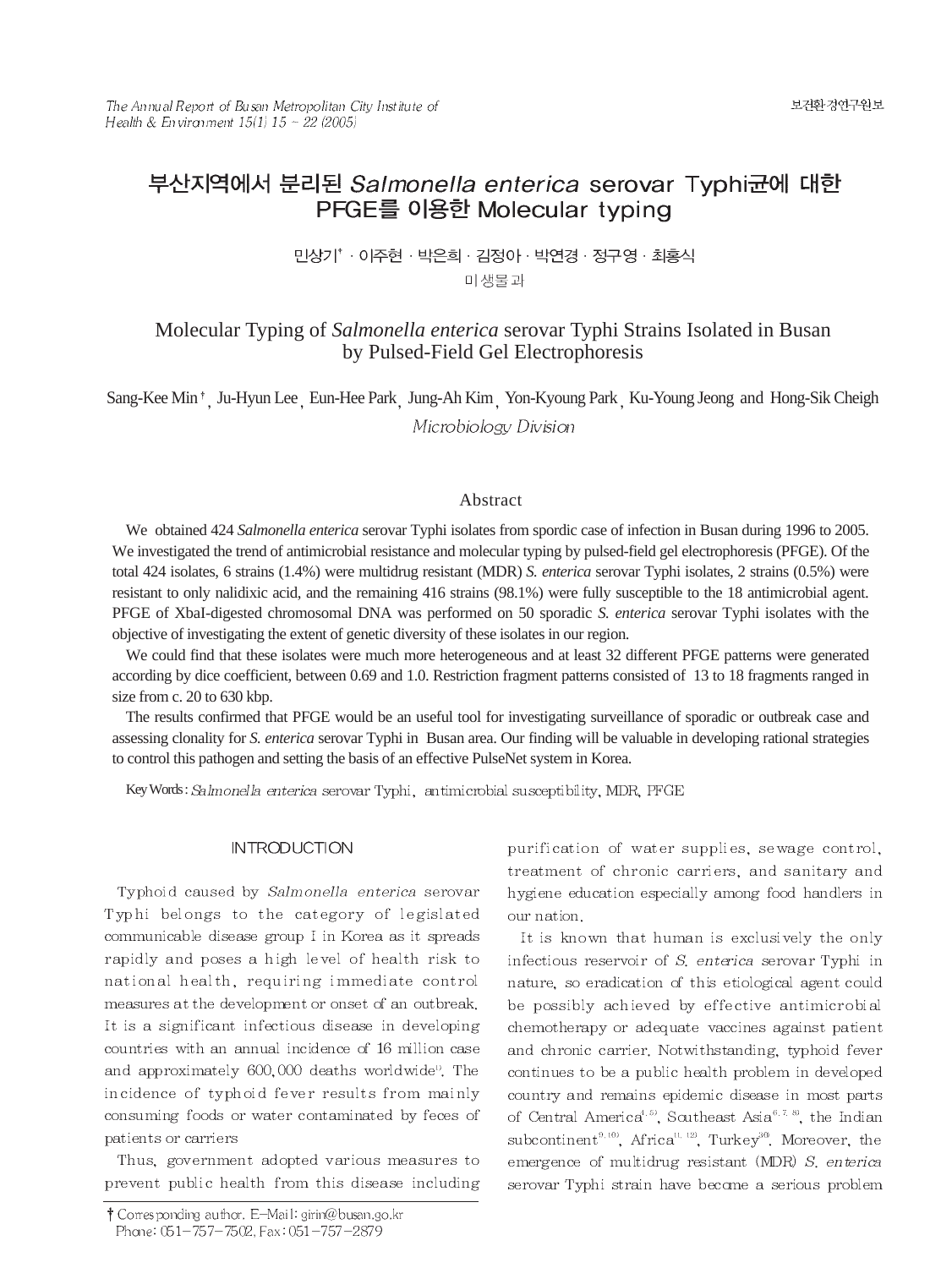# 부산지역에서 분리된 *Salmonella enterica* serovar Typhi균에 대한 PFGE를 이용한 Molecular typing

민상기† · 이주현 · 박은희 · 김정아 · 박연경 · 정구영 · 최홍식

미생물과

# Molecular Typing of *Salmonella enterica* serovar Typhi Strains Isolated in Busan by Pulsed-Field Gel Electrophoresis

Sang-Kee Min†, Ju-Hyun Lee, Eun-Hee Park, Jung-Ah Kim, Yon-Kyoung Park, Ku-Young Jeong and Hong-Sik Cheigh

*Microbiology Division*

## Abstract

We obtained 424 *Salmonella enterica* serovar Typhi isolates from spordic case of infection in Busan during 1996 to 2005. We investigated the trend of antimicrobial resistance and molecular typing by pulsed-field gel electrophoresis (PFGE). Of the total 424 isolates, 6 strains (1.4%) were multidrug resistant (MDR) *S. enterica* serovar Typhi isolates, 2 strains (0.5%) were resistant to only nalidixic acid, and the remaining 416 strains (98.1%) were fully susceptible to the 18 antimicrobial agent. PFGE of XbaI-digested chromosomal DNA was performed on 50 sporadic *S. enterica* serovar Typhi isolates with the objective of investigating the extent of genetic diversity of these isolates in our region.

We could find that these isolates were much more heterogeneous and at least 32 different PFGE patterns were generated according by dice coefficient, between 0.69 and 1.0. Restriction fragment patterns consisted of 13 to 18 fragments ranged in size from c. 20 to 630 kbp.

The results confirmed that PFGE would be an useful tool for investigating surveillance of sporadic or outbreak case and assessing clonality for *S. enterica* serovar Typhi in Busan area. Our finding will be valuable in developing rational strategies to control this pathogen and setting the basis of an effective PulseNet system in Korea.

Key Words: *Salmonella enterica* serovar Typhi, antimicrobial susceptibility, MDR, PFGE

## INTRODUCTION

Typhoid caused by *Salmonella enterica* serovar Typhi belongs to the category of legislated communicable disease group I in Korea as it spreads rapidly and poses a high level of health risk to national health, requiring immediate control measures at the development or onset of an outbreak. It is a significant infectious disease in developing countries with an annual incidence of 16 million case and approximately 600,000 deaths worldwide[1]. The incidence of typhoid fever results from mainly consuming foods or water contaminated by feces of patients or carriers

Thus, government adopted various measures to prevent public health from this disease including purification of water supplies, sewage control, treatment of chronic carriers, and sanitary and hygiene education especially among food handlers in our nation.

It is known that human is exclusively the only infectious reservoir of *S. enterica* serovar Typhi in nature, so eradication of this etiological agent could be possibly achieved by effective antimicrobial chemotherapy or adequate vaccines against patient and chronic carrier. Notwithstanding, typhoid fever continues to be a public health problem in developed country and remains epidemic disease in most parts of Central America[4,5], Southeast Asia[6,7,8], the Indian subcontinent[9,10], Africa[11,12], Turkey[30]. Moreover, the emergence of multidrug resistant (MDR) *S. enterica* serovar Typhi strain have become a serious problem

† Corresponding author. E-Mail: girin@busan.go.kr
Phone: 051-757-7502, Fax: 051-757-2879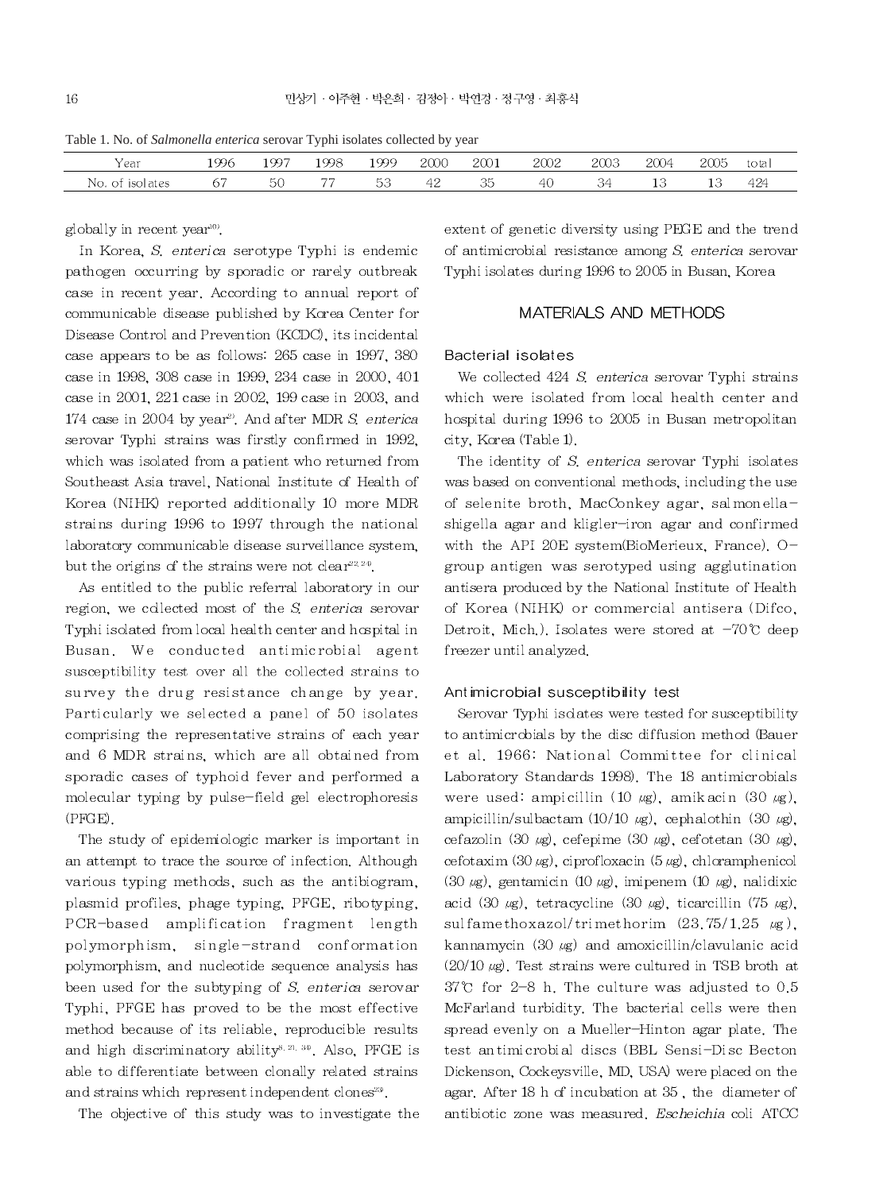Table 1. No. of *Salmonella enterica* serovar Typhi isolates collected by year

| Year | 1996 | 1997 | 1998 | 1999 | 2000 | 2001 | 2002 | 2003 | 2004 | 2005 | total |
|---|---|---|---|---|---|---|---|---|---|---|---|
| No. of isolates | 67 | 50 | 77 | 53 | 42 | 35 | 40 | 34 | 13 | 13 | 424 |

globally in recent year[10].

In Korea, *S. enterica* serotype Typhi is endemic pathogen occurring by sporadic or rarely outbreak case in recent year. According to annual report of communicable disease published by Korea Center for Disease Control and Prevention (KCDC), its incidental case appears to be as follows: 265 case in 1997, 380 case in 1998, 308 case in 1999, 234 case in 2000, 401 case in 2001, 221 case in 2002, 199 case in 2003, and 174 case in 2004 by year[2]. And after MDR *S. enterica* serovar Typhi strains was firstly confirmed in 1992, which was isolated from a patient who returned from Southeast Asia travel, National Institute of Health of Korea (NIHK) reported additionally 10 more MDR strains during 1996 to 1997 through the national laboratory communicable disease surveillance system, but the origins of the strains were not clear[22,24].

As entitled to the public referral laboratory in our region, we collected most of the *S. enterica* serovar Typhi isolated from local health center and hospital in Busan. We conducted antimicrobial agent susceptibility test over all the collected strains to survey the drug resistance change by year. Particularly we selected a panel of 50 isolates comprising the representative strains of each year and 6 MDR strains, which are all obtained from sporadic cases of typhoid fever and performed a molecular typing by pulse-field gel electrophoresis (PFGE).

The study of epidemiologic marker is important in an attempt to trace the source of infection. Although various typing methods, such as the antibiogram, plasmid profiles, phage typing, PFGE, ribotyping, PCR-based amplification fragment length polymorphism, single-strand conformation polymorphism, and nucleotide sequence analysis has been used for the subtyping of *S. enterica* serovar Typhi, PFGE has proved to be the most effective method because of its reliable, reproducible results and high discriminatory ability[8,21,30]. Also, PFGE is able to differentiate between clonally related strains and strains which represent independent clones[23].

The objective of this study was to investigate the extent of genetic diversity using PFGE and the trend of antimicrobial resistance among *S. enterica* serovar Typhi isolates during 1996 to 2005 in Busan, Korea

## MATERIALS AND METHODS

### Bacterial isolates

We collected 424 *S. enterica* serovar Typhi strains which were isolated from local health center and hospital during 1996 to 2005 in Busan metropolitan city, Korea (Table 1).

The identity of *S. enterica* serovar Typhi isolates was based on conventional methods, including the use of selenite broth, MacConkey agar, salmonella-shigella agar and kligler-iron agar and confirmed with the API 20E system(BioMerieux, France). O-group antigen was serotyped using agglutination antisera produced by the National Institute of Health of Korea (NIHK) or commercial antisera (Difco, Detroit, Mich.). Isolates were stored at −70℃ deep freezer until analyzed.

### Antimicrobial susceptibility test

Serovar Typhi isolates were tested for susceptibility to antimicrobials by the disc diffusion method (Bauer et al. 1966: National Committee for clinical Laboratory Standards 1998). The 18 antimicrobials were used: ampicillin (10 ㎍), amikacin (30 ㎍), ampicillin/sulbactam (10/10 ㎍), cephalothin (30 ㎍), cefazolin (30 ㎍), cefepime (30 ㎍), cefotetan (30 ㎍), cefotaxim (30 ㎍), ciprofloxacin (5 ㎍), chloramphenicol (30 ㎍), gentamicin (10 ㎍), imipenem (10 ㎍), nalidixic acid (30 ㎍), tetracycline (30 ㎍), ticarcillin (75 ㎍), sulfamethoxazol/trimethorim (23.75/1.25 ㎍), kannamycin (30 ㎍) and amoxicillin/clavulanic acid (20/10 ㎍). Test strains were cultured in TSB broth at 37℃ for 2-8 h. The culture was adjusted to 0.5 McFarland turbidity. The bacterial cells were then spread evenly on a Mueller-Hinton agar plate. The test antimicrobial discs (BBL Sensi-Disc Becton Dickenson, Cockeysville, MD, USA) were placed on the agar. After 18 h of incubation at 35 , the diameter of antibiotic zone was measured. *Escheichia* coli ATCC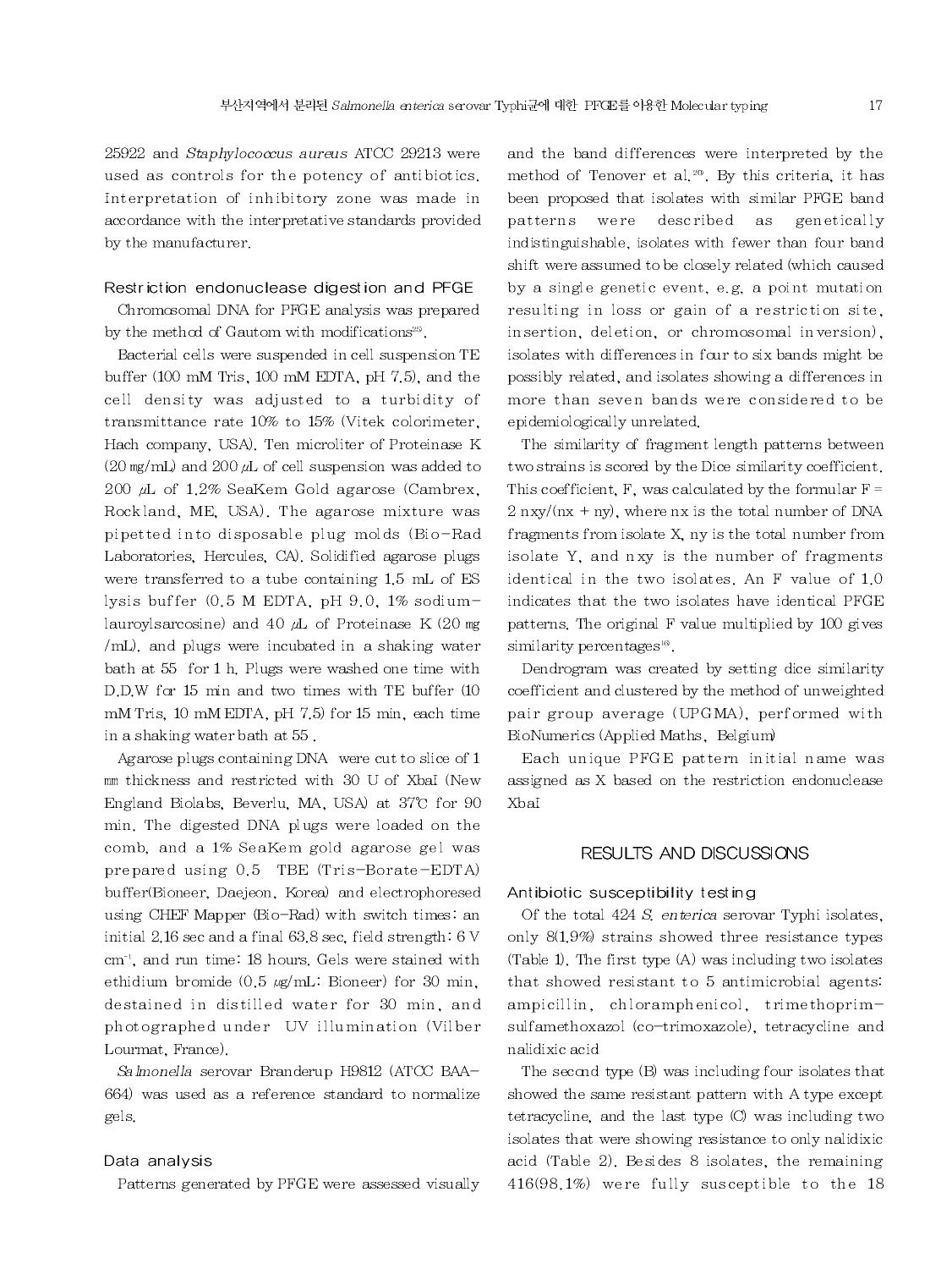25922 and *Staphylococcus aureus* ATCC 29213 were used as controls for the potency of antibiotics. Interpretation of inhibitory zone was made in accordance with the interpretative standards provided by the manufacturer.

### Restriction endonuclease digestion and PFGE

Chromosomal DNA for PFGE analysis was prepared by the method of Gautom with modifications[25].

Bacterial cells were suspended in cell suspension TE buffer (100 mM Tris, 100 mM EDTA, pH 7.5), and the cell density was adjusted to a turbidity of transmittance rate 10% to 15% (Vitek colorimeter, Hach company, USA). Ten microliter of Proteinase K (20 ㎎/mL) and 200 ㎕ of cell suspension was added to 200 ㎕ of 1.2% SeaKem Gold agarose (Cambrex, Rockland, ME, USA). The agarose mixture was pipetted into disposable plug molds (Bio-Rad Laboratories, Hercules, CA). Solidified agarose plugs were transferred to a tube containing 1.5 mL of ES lysis buffer (0.5 M EDTA, pH 9.0, 1% sodium-lauroylsarcosine) and 40 ㎕ of Proteinase K (20 ㎎/mL), and plugs were incubated in a shaking water bath at 55 for 1 h. Plugs were washed one time with D.D.W for 15 min and two times with TE buffer (10 mM Tris, 10 mM EDTA, pH 7.5) for 15 min, each time in a shaking water bath at 55 .

Agarose plugs containing DNA were cut to slice of 1 ㎜ thickness and restricted with 30 U of XbaI (New England Biolabs, Beverlu, MA, USA) at 37℃ for 90 min. The digested DNA plugs were loaded on the comb, and a 1% SeaKem gold agarose gel was prepared using 0.5 TBE (Tris-Borate-EDTA) buffer(Bioneer, Daejeon, Korea) and electrophoresed using CHEF Mapper (Bio-Rad) with switch times: an initial 2.16 sec and a final 63.8 sec, field strength: 6 V $cm^{-1}$, and run time: 18 hours. Gels were stained with ethidium bromide (0.5 ㎍/mL: Bioneer) for 30 min, destained in distilled water for 30 min, and photographed under UV illumination (Vilber Lourmat, France).

*Salmonella* serovar Branderup H9812 (ATCC BAA-664) was used as a reference standard to normalize gels.

### Data analysis

Patterns generated by PFGE were assessed visually and the band differences were interpreted by the method of Tenover et al.[20]. By this criteria, it has been proposed that isolates with similar PFGE band patterns were described as genetically indistinguishable, isolates with fewer than four band shift were assumed to be closely related (which caused by a single genetic event, e.g, a point mutation resulting in loss or gain of a restriction site, insertion, deletion, or chromosomal inversion), isolates with differences in four to six bands might be possibly related, and isolates showing a differences in more than seven bands were considered to be epidemiologically unrelated.

The similarity of fragment length patterns between two strains is scored by the Dice similarity coefficient. This coefficient, F, was calculated by the formular $F = 2\,nxy/(nx + ny)$, where nx is the total number of DNA fragments from isolate X, ny is the total number from isolate Y, and nxy is the number of fragments identical in the two isolates. An F value of 1.0 indicates that the two isolates have identical PFGE patterns. The original F value multiplied by 100 gives similarity percentages[16].

Dendrogram was created by setting dice similarity coefficient and clustered by the method of unweighted pair group average (UPGMA), performed with BioNumerics (Applied Maths, Belgium)

Each unique PFGE pattern initial name was assigned as X based on the restriction endonuclease XbaI

## RESULTS AND DISCUSSIONS

### Antibiotic susceptibility testing

Of the total 424 *S. enterica* serovar Typhi isolates, only 8(1.9%) strains showed three resistance types (Table 1). The first type (A) was including two isolates that showed resistant to 5 antimicrobial agents: ampicillin, chloramphenicol, trimethoprim-sulfamethoxazol (co-trimoxazole), tetracycline and nalidixic acid

The second type (B) was including four isolates that showed the same resistant pattern with A type except tetracycline, and the last type (C) was including two isolates that were showing resistance to only nalidixic acid (Table 2). Besides 8 isolates, the remaining 416(98.1%) were fully susceptible to the 18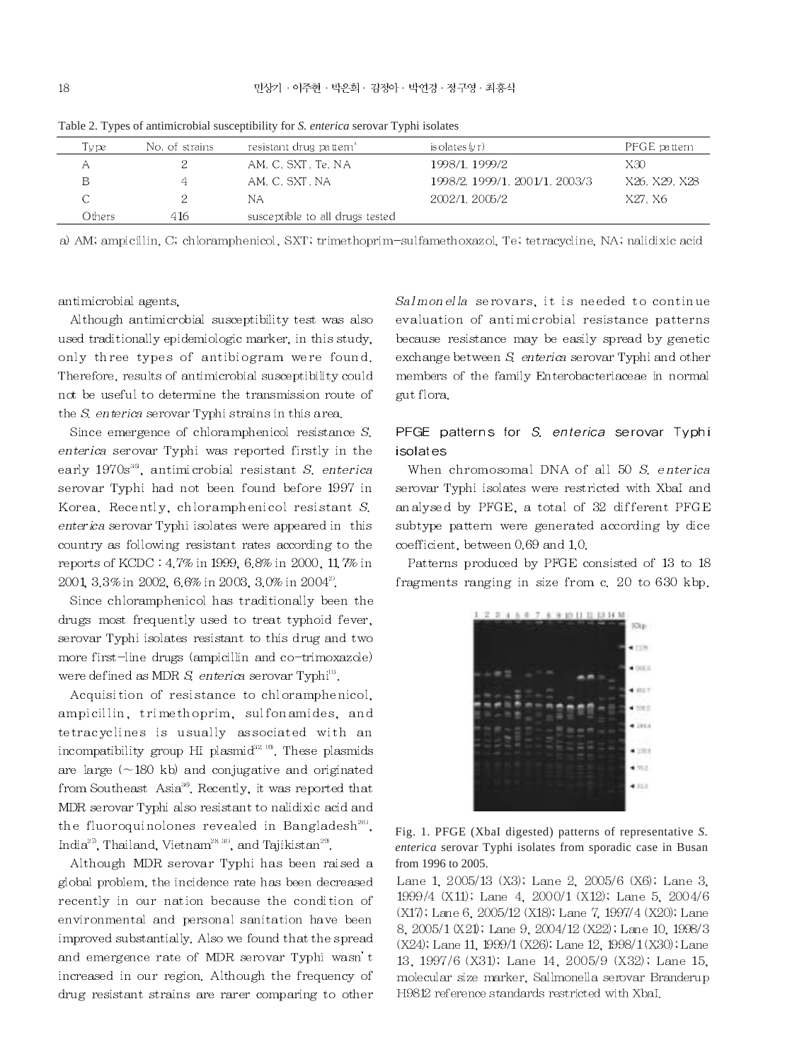Table 2. Types of antimicrobial susceptibility for *S. enterica* serovar Typhi isolates

| Type | No. of strains | resistant drug pattern[a] | isolates(yr) | PFGE pattern |
|---|---|---|---|---|
| A | 2 | AM, C, SXT, Te, NA | 1998/1, 1999/2 | X30 |
| B | 4 | AM, C, SXT, NA | 1998/2, 1999/1, 2001/1, 2003/3 | X26, X29, X28 |
| C | 2 | NA | 2002/1, 2005/2 | X27, X6 |
| Others | 416 | susceptible to all drugs tested | | |

a) AM; ampicillin, C; chloramphenicol, SXT; trimethoprim-sulfamethoxazol, Te; tetracycline, NA; nalidixic acid

antimicrobial agents.

Although antimicrobial susceptibility test was also used traditionally epidemiologic marker, in this study, only three types of antibiogram were found. Therefore, results of antimicrobial susceptibility could not be useful to determine the transmission route of the *S. enterica* serovar Typhi strains in this area.

Since emergence of chloramphenicol resistance *S. enterica* serovar Typhi was reported firstly in the early 1970s[39], antimicrobial resistant *S. enterica* serovar Typhi had not been found before 1997 in Korea. Recently, chloramphenicol resistant *S. enterica* serovar Typhi isolates were appeared in this country as following resistant rates according to the reports of KCDC : 4.7% in 1999, 6.8% in 2000, 11.7% in 2001, 3.3% in 2002, 6.6% in 2003, 3.0% in 2004[2].

Since chloramphenicol has traditionally been the drugs most frequently used to treat typhoid fever, serovar Typhi isolates resistant to this drug and two more first-line drugs (ampicillin and co-trimoxazole) were defined as MDR *S. enterica* serovar Typhi[10].

Acquisition of resistance to chloramphenicol, ampicillin, trimethoprim, sulfonamides, and tetracyclines is usually associated with an incompatibility group HI plasmid[32,40]. These plasmids are large (~180 kb) and conjugative and originated from Southeast Asia[39]. Recently, it was reported that MDR serovar Typhi also resistant to nalidixic acid and the fluoroquinolones revealed in Bangladesh[26], India[27], Thailand, Vietnam[28,30], and Tajikistan[29].

Although MDR serovar Typhi has been raised a global problem, the incidence rate has been decreased recently in our nation because the condition of environmental and personal sanitation have been improved substantially. Also we found that the spread and emergence rate of MDR serovar Typhi wasn't increased in our region. Although the frequency of drug resistant strains are rarer comparing to other *Salmonella* serovars, it is needed to continue evaluation of antimicrobial resistance patterns because resistance may be easily spread by genetic exchange between *S. enterica* serovar Typhi and other members of the family Enterobacteriaceae in normal gut flora.

## PFGE patterns for *S. enterica* serovar Typhi isolates

When chromosomal DNA of all 50 *S. enterica* serovar Typhi isolates were restricted with XbaI and analysed by PFGE, a total of 32 different PFGE subtype pattern were generated according by dice coefficient, between 0.69 and 1.0.

Patterns produced by PFGE consisted of 13 to 18 fragments ranging in size from c. 20 to 630 kbp.

Fig. 1. PFGE (XbaI digested) patterns of representative *S. enterica* serovar Typhi isolates from sporadic case in Busan from 1996 to 2005.

Lane 1, 2005/13 (X3); Lane 2, 2005/6 (X6); Lane 3, 1999/4 (X11); Lane 4, 2000/1 (X12); Lane 5, 2004/6 (X17); Lane 6, 2005/12 (X18); Lane 7, 1997/4 (X20); Lane 8, 2005/1 (X21); Lane 9, 2004/12 (X22); Lane 10, 1998/3 (X24); Lane 11, 1999/1 (X26); Lane 12, 1998/1 (X30); Lane 13, 1997/6 (X31); Lane 14, 2005/9 (X32); Lane 15, molecular size marker, Sallmonella serovar Branderup H9812 reference standards restricted with XbaI.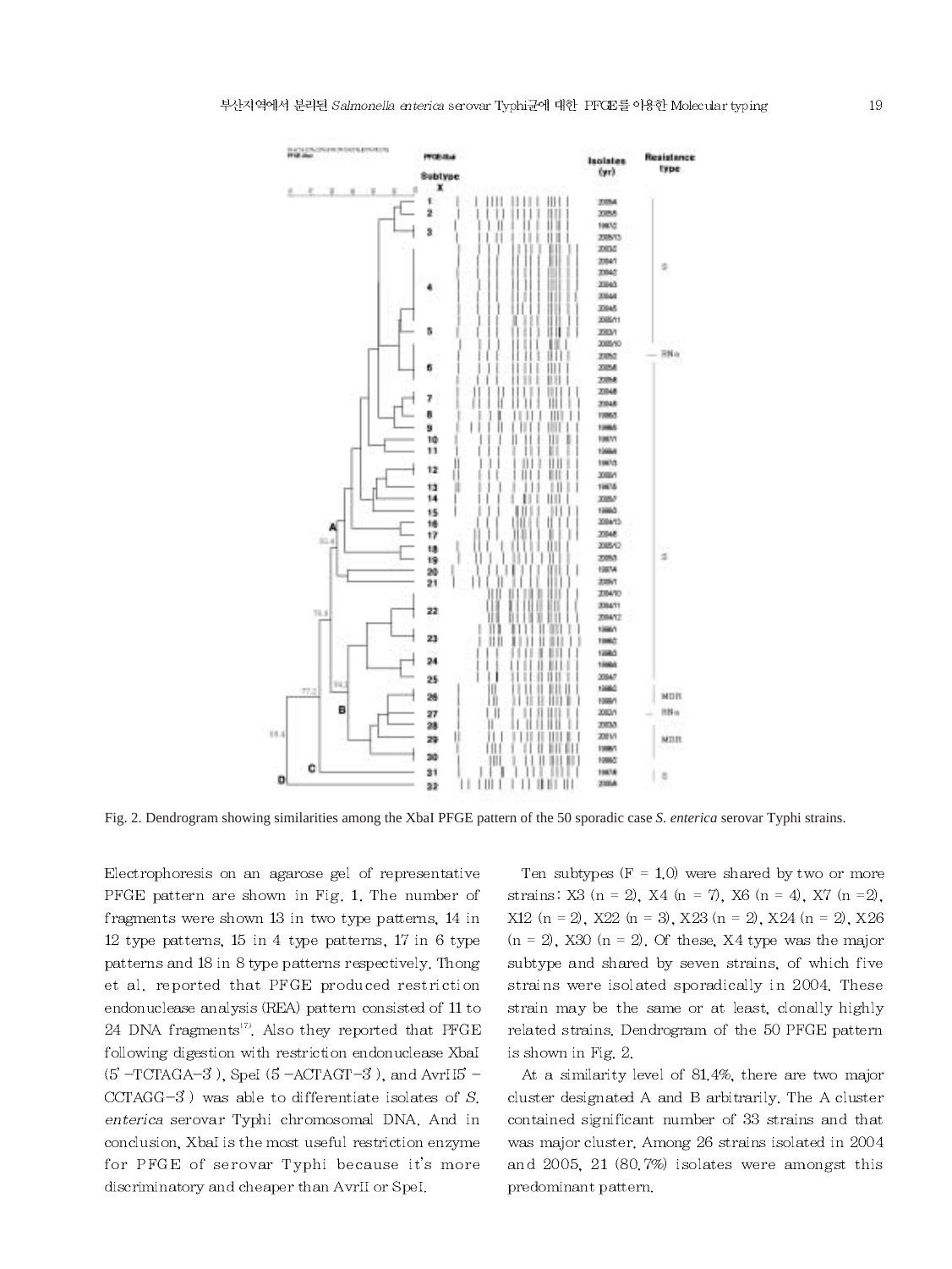Fig. 2. Dendrogram showing similarities among the XbaI PFGE pattern of the 50 sporadic case *S. enterica* serovar Typhi strains.

Electrophoresis on an agarose gel of representative PFGE pattern are shown in Fig. 1. The number of fragments were shown 13 in two type patterns, 14 in 12 type patterns, 15 in 4 type patterns, 17 in 6 type patterns and 18 in 8 type patterns respectively. Thong et al. reported that PFGE produced restriction endonuclease analysis (REA) pattern consisted of 11 to 24 DNA fragments[17]. Also they reported that PFGE following digestion with restriction endonuclease XbaI (5' -TCTAGA-3' ), SpeI (5' -ACTAGT-3' ), and AvrII5' -CCTAGG-3' ) was able to differentiate isolates of *S. enterica* serovar Typhi chromosomal DNA. And in conclusion, XbaI is the most useful restriction enzyme for PFGE of serovar Typhi because it's more discriminatory and cheaper than AvrII or SpeI.

Ten subtypes (F = 1.0) were shared by two or more strains: X3 (n = 2), X4 (n = 7), X6 (n = 4), X7 (n =2), X12 (n = 2), X22 (n = 3), X23 (n = 2), X24 (n = 2), X26 (n = 2), X30 (n = 2). Of these, X4 type was the major subtype and shared by seven strains, of which five strains were isolated sporadically in 2004. These strain may be the same or at least, clonally highly related strains. Dendrogram of the 50 PFGE pattern is shown in Fig. 2.

At a similarity level of 81.4%, there are two major cluster designated A and B arbitrarily. The A cluster contained significant number of 33 strains and that was major cluster. Among 26 strains isolated in 2004 and 2005, 21 (80.7%) isolates were amongst this predominant pattern.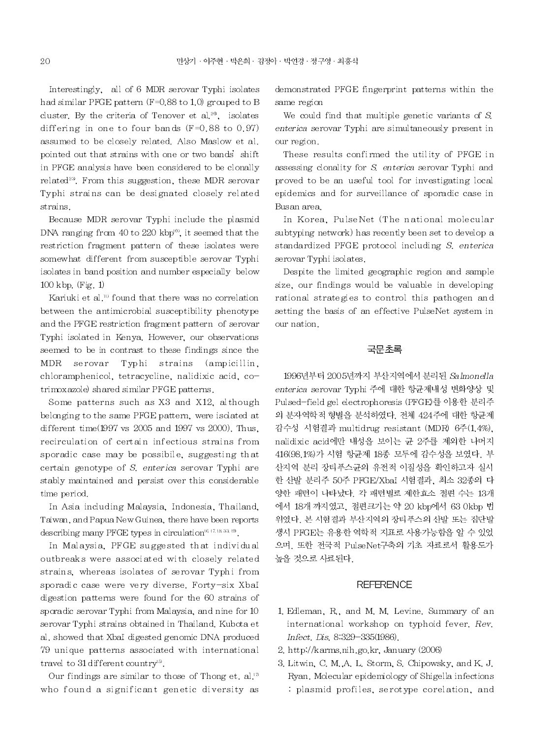Interestingly, all of 6 MDR serovar Typhi isolates had similar PFGE pattern (F=0.88 to 1.0) grouped to B cluster. By the criteria of Tenover et al.[26], isolates differing in one to four bands (F=0.88 to 0.97) assumed to be closely related. Also Maslow et al. pointed out that strains with one or two bands' shift in PFGE analysis have been considered to be clonally related[23]. From this suggestion, these MDR serovar Typhi strains can be designated closely related strains.

Because MDR serovar Typhi include the plasmid DNA ranging from 40 to 220 kbp[6], it seemed that the restriction fragment pattern of these isolates were somewhat different from susceptible serovar Typhi isolates in band position and number especially below 100 kbp. (Fig. 1)

Kariuki et al.[11] found that there was no correlation between the antimicrobial susceptibility phenotype and the PFGE restriction fragment pattern of serovar Typhi isolated in Kenya. However, our observations seemed to be in contrast to these findings since the MDR serovar Typhi strains (ampicillin, chloramphenicol, tetracycline, nalidixic acid, co-trimoxazole) shared similar PFGE patterns.

Some patterns such as X3 and X12, although belonging to the same PFGE pattern, were isolated at different time(1997 vs 2005 and 1997 vs 2000). Thus, recirculation of certain infectious strains from sporadic case may be possibile, suggesting that certain genotype of *S. enterica* serovar Typhi are stably maintained and persist over this considerable time period.

In Asia including Malaysia, Indonesia, Thailand, Taiwan, and Papua New Guinea, there have been reports describing many PFGE types in circulation[6,17,18,33,19].

In Malaysia, PFGE suggested that individual outbreaks were associated with closely related strains, whereas isolates of serovar Typhi from sporadic case were very diverse. Forty-six XbaI digestion patterns were found for the 60 strains of sporadic serovar Typhi from Malaysia, and nine for 10 serovar Typhi strains obtained in Thailand. Kubota et al. showed that XbaI digested genomic DNA produced 79 unique patterns associated with international travel to 31 different country[15].

Our findings are similar to those of Thong et. al.[17] who found a significant genetic diversity as demonstrated PFGE fingerprint patterns within the same region

We could find that multiple genetic variants of *S. enterica* serovar Typhi are simultaneously present in our region.

These results confirmed the utility of PFGE in assessing clonality for *S. enterica* serovar Typhi and proved to be an useful tool for investigating local epidemics and for surveillance of sporadic case in Busan area.

In Korea, PulseNet (The national molecular subtyping network) has recently been set to develop a standardized PFGE protocol including *S. enterica* serovar Typhi isolates.

Despite the limited geographic region and sample size, our findings would be valuable in developing rational strategies to control this pathogen and setting the basis of an effective PulseNet system in our nation.

## 국문초록

1996년부터 2005년까지 부산지역에서 분리된 *Salmonella enterica* serovar Typhi 주에 대한 항균제내성 변화양상 및 Pulsed-field gel electrophoresis (PFGE)를 이용한 분리주의 분자역학적 형별을 분석하였다. 전체 424주에 대한 항균제 감수성 시험결과 multidrug resistant (MDR) 6주(1.4%), nalidixic acid에만 내성을 보이는 균 2주를 제외한 나머지 416(98.1%)가 시험 항균제 18종 모두에 감수성을 보였다. 부산지역 분리 장티푸스균의 유전적 이질성을 확인하고자 실시한 산발 분리주 50주 PFGE/XbaI 시험결과, 최소 32종의 다양한 패턴이 나타났다. 각 패턴별로 제한효소 절편 수는 13개에서 18개 까지였고, 절편크기는 약 20 kbp에서 63 0kbp 범위였다. 본 시험결과 부산지역의 장티푸스의 산발 또는 집단발생시 PFGE는 유용한 역학적 지표로 사용가능함을 알 수 있었으며, 또한 전국적 PulseNet구축의 기초 자료로서 활용도가 높을 것으로 사료된다.

## REFERENCE

1. Edleman, R., and M. M. Levine. Summary of an international workshop on typhoid fever. *Rev. Infect. Dis.* 8:329-335(1986).
2. http://karms.nih.go.kr, January (2006)
3. Litwin, C. M.,A. L. Storm, S. Chipowsky, and K. J. Ryan. Molecular epidemiology of Shigella infections : plasmid profiles, serotype corelation, and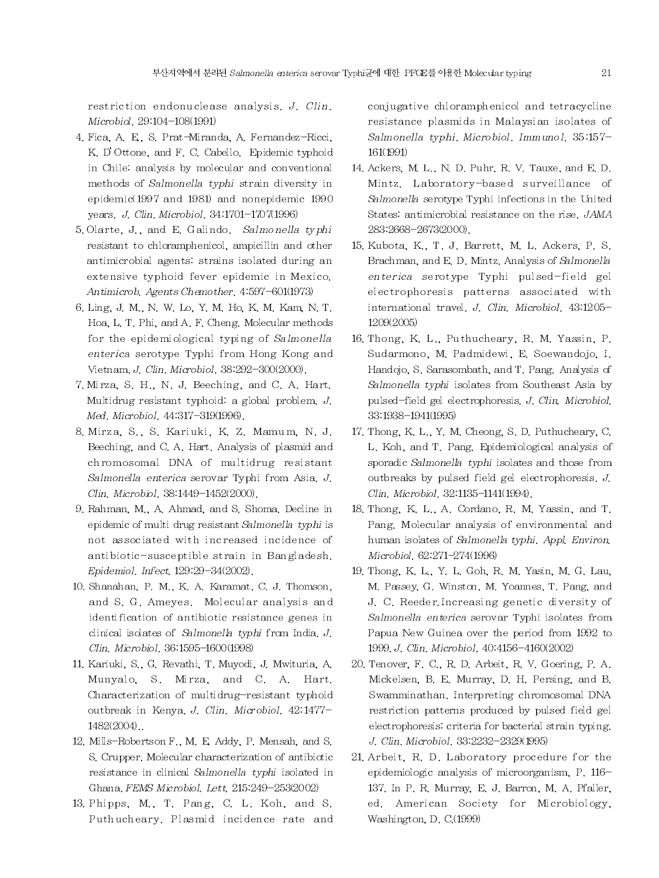restriction endonuclease analysis. *J. Clin. Microbiol*. 29:104-108(1991)

4. Fica, A. E., S. Prat-Miranda, A. Fernandez-Ricci, K. D'Ottone, and F. C. Cabello. Epidemic typhoid in Chile: analysis by molecular and conventional methods of *Salmonella typhi* strain diversity in epidemic(1997 and 1981) and nonepidemic 1990 years. *J. Clin. Microbiol*. 34:1701-1707(1996)
5. Olarte, J., and E. Galindo. *Salmonella typhi* resistant to chloramphenicol, ampicillin and other antimicrobial agents: strains isolated during an extensive typhoid fever epidemic in Mexico. *Antimicrob. Agents Chemother*. 4:597-601(1973)
6. Ling, J. M., N. W. Lo, Y. M. Ho, K. M. Kam, N. T. Hoa, L. T. Phi, and A. F. Cheng. Molecular methods for the epidemiological typing of *Salmonella enterica* serotype Typhi from Hong Kong and Vietnam. *J. Clin. Microbiol*. 38:292-300(2000).
7. Mirza, S. H., N. J. Beeching, and C. A. Hart. Multidrug resistant typhoid: a global problem. *J. Med. Microbiol*. 44:317-319(1996).
8. Mirza, S., S. Kariuki, K. Z. Mamum, N. J. Beeching, and C. A. Hart. Analysis of plasmid and chromosomal DNA of multidrug resistant *Salmonella enterica* serovar Typhi from Asia. *J. Clin. Microbiol*. 38:1449-1452(2000).
9. Rahman, M., A. Ahmad, and S. Shoma. Decline in epidemic of multi drug resistant *Salmonella typhi* is not associated with increased incidence of antibiotic-susceptible strain in Bangladesh. *Epidemiol. Infect*. 129:29-34(2002).
10. Shanahan, P. M., K. A. Karamat, C. J. Thomson, and S. G. Ameyes. Molecular analysis and identification of antibiotic resistance genes in clinical isolates of *Salmonella typhi* from India. *J. Clin. Microbiol*. 36:1595-1600(1998)
11. Kariuki, S., G. Revathi, T. Muyodi, J. Mwituria, A. Munyalo, S. Mirza, and C. A. Hart. Characterization of multidrug-resistant typhoid outbreak in Kenya. *J. Clin. Microbiol*. 42:1477-1482(2004)..
12. Mills-Robertson F., M. E. Addy, P. Mensah, and S. S. Crupper. Molecular characterization of antibiotic resistance in clinical *Salmonella typhi* isolated in Ghana. *FEMS Microbiol. Lett*. 215:249-253(2002)
13. Phipps, M., T. Pang, C. L. Koh, and S. Puthucheary. Plasmid incidence rate and conjugative chloramphenicol and tetracycline resistance plasmids in Malaysian isolates of *Salmonella typhi*. *Microbiol. Immunol*. 35:157-161(1991)
14. Ackers, M. L., N. D. Puhr, R. V. Tauxe, and E. D. Mintz. Laboratory-based surveillance of *Salmonella* serotype Typhi infections in the United States: antimicrobial resistance on the rise. *JAMA* 283:2668-2673(2000).
15. Kubota, K., T. J. Barrett, M. L. Ackers, P. S. Brachman, and E. D. Mintz. Analysis of *Salmonella enterica* serotype Typhi pulsed-field gel electrophoresis patterns associated with international travel. *J. Clin. Microbiol*. 43:1205-1209(2005)
16. Thong, K. L., Puthucheary, R. M. Yassin, P. Sudarmono, M. Padmidewi, E. Soewandojo, I. Handojo, S. Sarasombath, and T. Pang. Analysis of *Salmonella typhi* isolates from Southeast Asia by pulsed-field gel electrophoresis. *J. Clin. Microbiol*. 33:1938-1941(1995)
17. Thong, K. L., Y. M. Cheong, S. D. Puthucheary, C. L. Koh, and T. Pang. Epidemiological analysis of sporadic *Salmonella typhi* isolates and those from outbreaks by pulsed field gel electrophoresis. *J. Clin. Microbiol*. 32:1135-1141(1994).
18. Thong, K. L., A. Cordano, R. M. Yassin, and T. Pang. Molecular analysis of environmental and human isolates of *Salmonella typhi*. *Appl. Environ. Microbiol*. 62:271-274(1996)
19. Thong, K. L., Y. L. Goh, R. M. Yasin, M. G. Lau, M. Passey, G. Winston, M. Yoannes, T. Pang, and J. C. Reeder. Increasing genetic diversity of *Salmonella enterica* serovar Typhi isolates from Papua New Guinea over the period from 1992 to 1999. *J. Clin. Microbiol*. 40:4156-4160(2002)
20. Tenover, F. C., R. D. Arbeit, R. V. Goering, P. A. Mickelsen, B. E. Murray, D. H. Persing, and B. Swamminathan. Interpreting chromosomal DNA restriction patterns produced by pulsed field gel electrophoresis: criteria for bacterial strain typing. *J. Clin. Microbiol*. 33:2232-2329(1995)
21. Arbeit, R. D. Laboratory procedure for the epidemiologic analysis of microorganism, P. 116-137. In P. R. Murray, E. J. Barron, M. A. Pfaller, ed. American Society for Microbiology, Washington, D. C.(1999)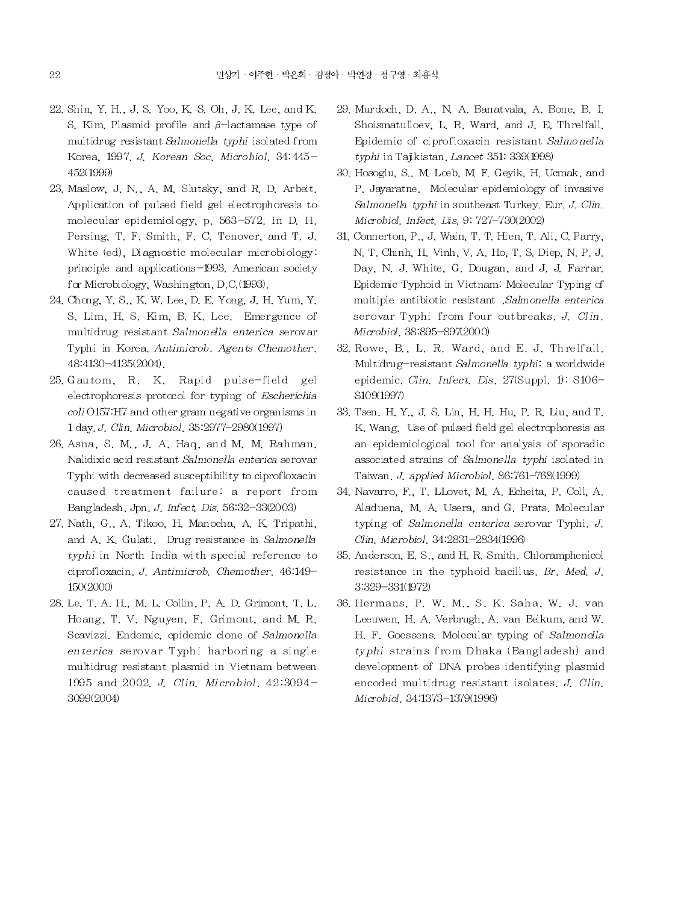22. Shin, Y. H., J. S. Yoo, K. S. Oh, J. K. Lee, and K. S. Kim. Plasmid profile and $\beta$-lactamase type of multidrug resistant *Salmonella typhi* isolated from Korea, 1997. *J. Korean Soc. Microbiol*. 34:445-452(1999)

23. Maslow, J. N., A. M. Slutsky, and R. D. Arbeit. Application of pulsed field gel electrophoresis to molecular epidemiology, p. 563-572. In D. H. Persing, T. F. Smith, F. C. Tenover, and T. J. White (ed), Diagnostic molecular microbiology: principle and applications-1993. American society for Microbiology, Washington, D.C.(1993).

24. Chong, Y. S., K. W. Lee, D. E. Yong, J. H. Yum, Y. S. Lim, H. S. Kim, B. K. Lee. Emergence of multidrug resistant *Salmonella enterica* serovar Typhi in Korea. *Antimicrob. Agents Chemother*. 48:4130-4135(2004).

25. Gautom, R. K. Rapid pulse-field gel electrophoresis protocol for typing of *Escherichia coli* O157:H7 and other gram negative organisms in 1 day. *J. Clin. Microbiol*. 35:2977-2980(1997)

26. Asna, S. M., J. A. Haq, and M. M. Rahman. Nalidixic acid resistant *Salmonella enterica* serovar Typhi with decreased susceptibility to ciprofloxacin caused treatment failure: a report from Bangladesh. Jpn. *J. Infect. Dis*. 56:32-33(2003)

27. Nath, G., A. Tikoo, H. Manocha, A. K. Tripathi, and A. K. Gulati. Drug resistance in *Salmonella typhi* in North India with special reference to ciprofloxacin. *J. Antimicrob. Chemother*. 46:149-150(2000)

28. Le, T. A. H., M. L. Collin, P. A. D. Grimont, T. L. Hoang, T. V. Nguyen, F. Grimont, and M. R. Scavizzi. Endemic, epidemic clone of *Salmonella enterica* serovar Typhi harboring a single multidrug resistant plasmid in Vietnam between 1995 and 2002. *J. Clin. Microbiol*. 42:3094-3099(2004)

29. Murdoch, D. A., N. A. Banatvala, A. Bone, B. I. Shoismatulloev, L. R. Ward, and J. E. Threlfall. Epidemic of ciprofloxacin resistant *Salmonella typhi* in Tajikistan. *Lancet* 351: 339(1998)

30. Hosoglu, S., M. Loeb, M. F. Geyik, H. Ucmak, and P. Jayaratne. Molecular epidemiology of invasive *Salmonella typhi* in southeast Turkey. Eur. *J. Clin. Microbiol. Infect. Dis*. 9: 727-730(2002)

31. Connerton, P., J. Wain, T. T. Hien, T. Ali, C. Parry, N. T. Chinh, H. Vinh, V. A. Ho, T. S. Diep, N. P. J. Day, N. J. White, G. Dougan, and J. J. Farrar. Epidemic Typhoid in Vietnam: Molecular Typing of multiple antibiotic resistant *Salmonella enterica* serovar Typhi from four outbreaks. *J. Clin. Microbiol*. 38:895-897(2000)

32. Rowe, B., L. R. Ward, and E. J. Threlfall. Multidrug-resistant *Salmonella typhi*: a worldwide epidemic. *Clin. Infect. Dis*. 27(Suppl. 1): S106-S109(1997)

33. Tsen, H. Y., J. S. Lin, H. H. Hu, P. R. Liu, and T. K. Wang. Use of pulsed field gel electrophoresis as an epidemiological tool for analysis of sporadic associated strains of *Salmonella typhi* isolated in Taiwan. *J. applied Microbiol*. 86:761-768(1999)

34. Navarro, F., T. LLovet, M. A. Echeita, P. Coll, A. Aladuena, M. A. Usera, and G. Prats. Molecular typing of *Salmonella enterica* serovar Typhi. *J. Clin. Microbiol*. 34:2831-2834(1996)

35. Anderson, E. S., and H. R. Smith. Chloramphenicol resistance in the typhoid bacillus. *Br. Med. J*. 3:329-331(1972)

36. Hermans, P. W. M., S. K. Saha, W. J. van Leeuwen, H. A. Verbrugh, A. van Belkum, and W. H. F. Goessens. Molecular typing of *Salmonella typhi* strains from Dhaka (Bangladesh) and development of DNA probes identifying plasmid encoded multidrug resistant isolates. *J. Clin. Microbiol*. 34:1373-1379(1996)